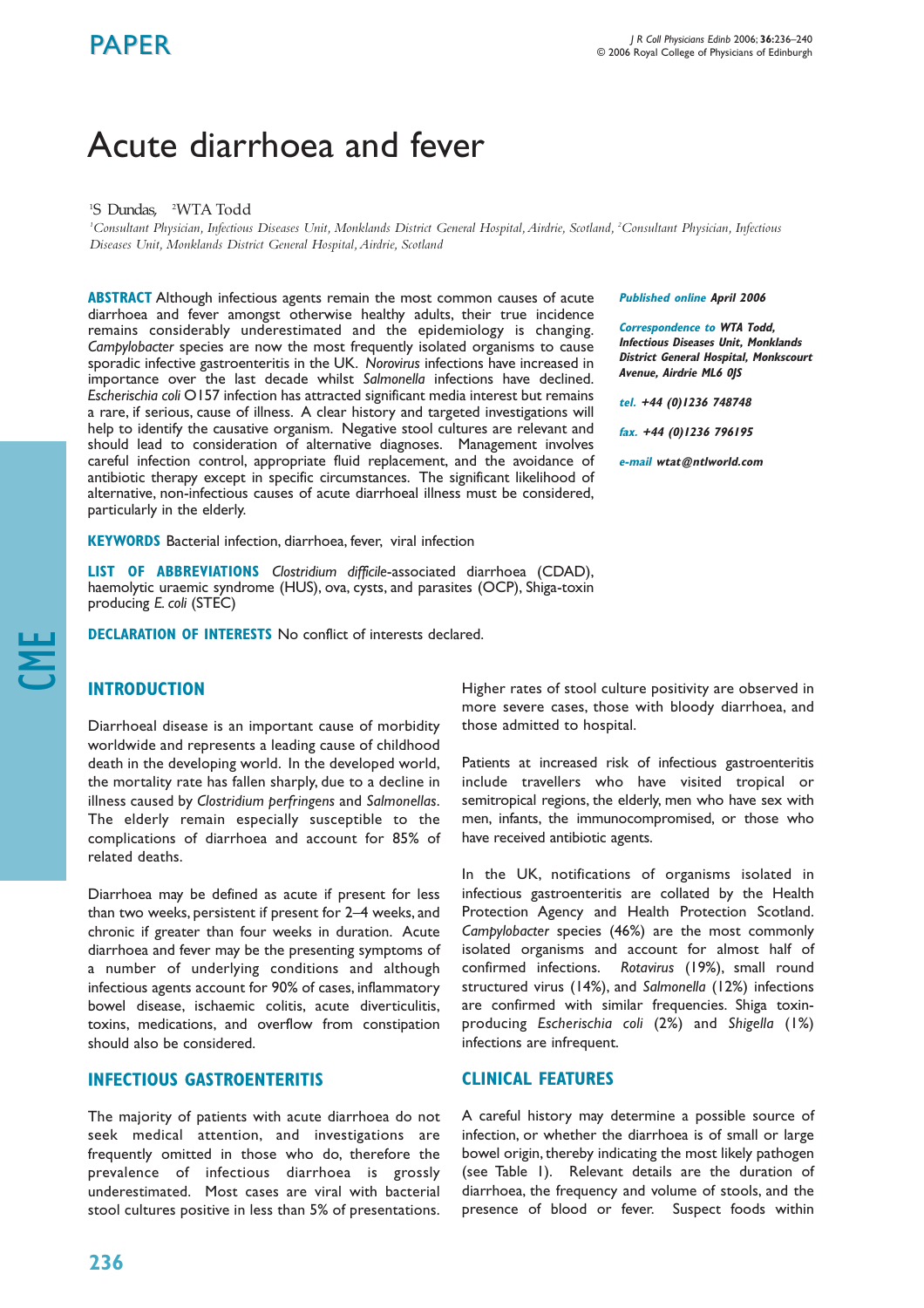PAPER

# Acute diarrhoea and fever

[1]S Dundas, [2]WTA Todd

[1]Consultant Physician, Infectious Diseases Unit, Monklands District General Hospital, Airdrie, Scotland, [2]Consultant Physician, Infectious Diseases Unit, Monklands District General Hospital, Airdrie, Scotland

**ABSTRACT** Although infectious agents remain the most common causes of acute diarrhoea and fever amongst otherwise healthy adults, their true incidence remains considerably underestimated and the epidemiology is changing. *Campylobacter* species are now the most frequently isolated organisms to cause sporadic infective gastroenteritis in the UK. *Norovirus* infections have increased in importance over the last decade whilst *Salmonella* infections have declined. *Escherischia coli* O157 infection has attracted significant media interest but remains a rare, if serious, cause of illness. A clear history and targeted investigations will help to identify the causative organism. Negative stool cultures are relevant and should lead to consideration of alternative diagnoses. Management involves careful infection control, appropriate fluid replacement, and the avoidance of antibiotic therapy except in specific circumstances. The significant likelihood of alternative, non-infectious causes of acute diarrhoeal illness must be considered, particularly in the elderly.

**KEYWORDS** Bacterial infection, diarrhoea, fever, viral infection

**LIST OF ABBREVIATIONS** *Clostridium difficile*-associated diarrhoea (CDAD), haemolytic uraemic syndrome (HUS), ova, cysts, and parasites (OCP), Shiga-toxin producing *E. coli* (STEC)

**DECLARATION OF INTERESTS** No conflict of interests declared.

***Published online*** ***April 2006***

***Correspondence to*** ***WTA Todd, Infectious Diseases Unit, Monklands District General Hospital, Monkscourt Avenue, Airdrie ML6 0JS***

***tel.*** ***+44 (0)1236 748748***

***fax.*** ***+44 (0)1236 796195***

***e-mail*** ***wtat@ntlworld.com***

## INTRODUCTION

Diarrhoeal disease is an important cause of morbidity worldwide and represents a leading cause of childhood death in the developing world. In the developed world, the mortality rate has fallen sharply, due to a decline in illness caused by *Clostridium perfringens* and *Salmonellas*. The elderly remain especially susceptible to the complications of diarrhoea and account for 85% of related deaths.

Diarrhoea may be defined as acute if present for less than two weeks, persistent if present for 2–4 weeks, and chronic if greater than four weeks in duration. Acute diarrhoea and fever may be the presenting symptoms of a number of underlying conditions and although infectious agents account for 90% of cases, inflammatory bowel disease, ischaemic colitis, acute diverticulitis, toxins, medications, and overflow from constipation should also be considered.

## INFECTIOUS GASTROENTERITIS

The majority of patients with acute diarrhoea do not seek medical attention, and investigations are frequently omitted in those who do, therefore the prevalence of infectious diarrhoea is grossly underestimated. Most cases are viral with bacterial stool cultures positive in less than 5% of presentations. Higher rates of stool culture positivity are observed in more severe cases, those with bloody diarrhoea, and those admitted to hospital.

Patients at increased risk of infectious gastroenteritis include travellers who have visited tropical or semitropical regions, the elderly, men who have sex with men, infants, the immunocompromised, or those who have received antibiotic agents.

In the UK, notifications of organisms isolated in infectious gastroenteritis are collated by the Health Protection Agency and Health Protection Scotland. *Campylobacter* species (46%) are the most commonly isolated organisms and account for almost half of confirmed infections. *Rotavirus* (19%), small round structured virus (14%), and *Salmonella* (12%) infections are confirmed with similar frequencies. Shiga toxin-producing *Escherischia coli* (2%) and *Shigella* (1%) infections are infrequent.

## CLINICAL FEATURES

A careful history may determine a possible source of infection, or whether the diarrhoea is of small or large bowel origin, thereby indicating the most likely pathogen (see Table 1). Relevant details are the duration of diarrhoea, the frequency and volume of stools, and the presence of blood or fever. Suspect foods within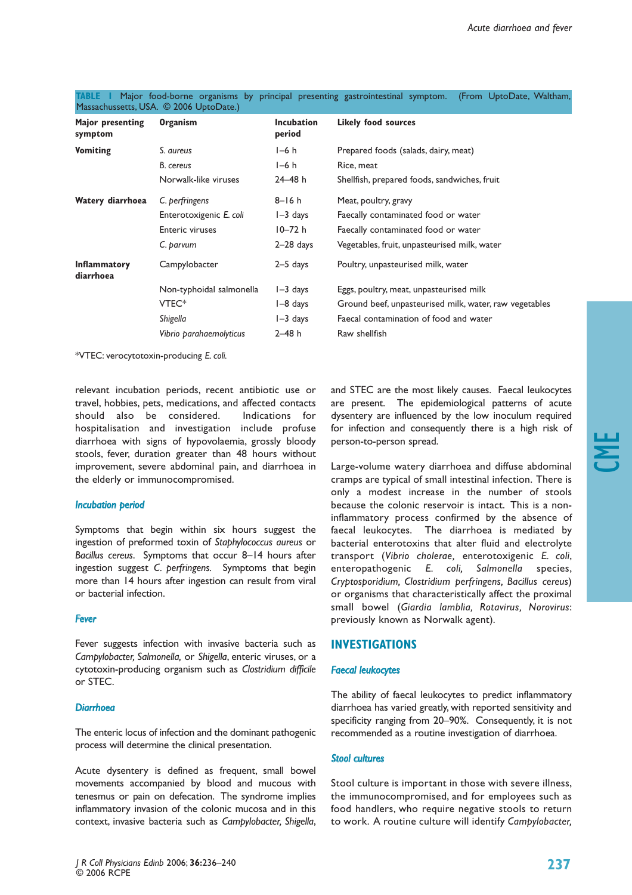**TABLE 1** Major food-borne organisms by principal presenting gastrointestinal symptom. (From UptoDate, Waltham, Massachussetts, USA. © 2006 UptoDate.)

| Major presenting symptom | Organism | Incubation period | Likely food sources |
|---|---|---|---|
| **Vomiting** | *S. aureus* | 1–6 h | Prepared foods (salads, dairy, meat) |
| | *B. cereus* | 1–6 h | Rice, meat |
| | Norwalk-like viruses | 24–48 h | Shellfish, prepared foods, sandwiches, fruit |
| **Watery diarrhoea** | *C. perfringens* | 8–16 h | Meat, poultry, gravy |
| | Enterotoxigenic *E. coli* | 1–3 days | Faecally contaminated food or water |
| | Enteric viruses | 10–72 h | Faecally contaminated food or water |
| | *C. parvum* | 2–28 days | Vegetables, fruit, unpasteurised milk, water |
| **Inflammatory diarrhoea** | Campylobacter | 2–5 days | Poultry, unpasteurised milk, water |
| | Non-typhoidal salmonella | 1–3 days | Eggs, poultry, meat, unpasteurised milk |
| | VTEC* | 1–8 days | Ground beef, unpasteurised milk, water, raw vegetables |
| | *Shigella* | 1–3 days | Faecal contamination of food and water |
| | *Vibrio parahaemolyticus* | 2–48 h | Raw shellfish |

*VTEC: verocytotoxin-producing *E. coli.*

relevant incubation periods, recent antibiotic use or travel, hobbies, pets, medications, and affected contacts should also be considered. Indications for hospitalisation and investigation include profuse diarrhoea with signs of hypovolaemia, grossly bloody stools, fever, duration greater than 48 hours without improvement, severe abdominal pain, and diarrhoea in the elderly or immunocompromised.

### Incubation period

Symptoms that begin within six hours suggest the ingestion of preformed toxin of *Staphylococcus aureus* or *Bacillus cereus*. Symptoms that occur 8–14 hours after ingestion suggest *C. perfringens*. Symptoms that begin more than 14 hours after ingestion can result from viral or bacterial infection.

### Fever

Fever suggests infection with invasive bacteria such as *Campylobacter, Salmonella*, or *Shigella*, enteric viruses, or a cytotoxin-producing organism such as *Clostridium difficile* or STEC.

### Diarrhoea

The enteric locus of infection and the dominant pathogenic process will determine the clinical presentation.

Acute dysentery is defined as frequent, small bowel movements accompanied by blood and mucous with tenesmus or pain on defecation. The syndrome implies inflammatory invasion of the colonic mucosa and in this context, invasive bacteria such as *Campylobacter, Shigella*, and STEC are the most likely causes. Faecal leukocytes are present. The epidemiological patterns of acute dysentery are influenced by the low inoculum required for infection and consequently there is a high risk of person-to-person spread.

Large-volume watery diarrhoea and diffuse abdominal cramps are typical of small intestinal infection. There is only a modest increase in the number of stools because the colonic reservoir is intact. This is a non-inflammatory process confirmed by the absence of faecal leukocytes. The diarrhoea is mediated by bacterial enterotoxins that alter fluid and electrolyte transport (*Vibrio cholerae*, enterotoxigenic *E. coli*, enteropathogenic *E. coli*, *Salmonella* species, *Cryptosporidium, Clostridium perfringens, Bacillus cereus*) or organisms that characteristically affect the proximal small bowel (*Giardia lamblia, Rotavirus, Norovirus*: previously known as Norwalk agent).

## INVESTIGATIONS

### Faecal leukocytes

The ability of faecal leukocytes to predict inflammatory diarrhoea has varied greatly, with reported sensitivity and specificity ranging from 20–90%. Consequently, it is not recommended as a routine investigation of diarrhoea.

### Stool cultures

Stool culture is important in those with severe illness, the immunocompromised, and for employees such as food handlers, who require negative stools to return to work. A routine culture will identify *Campylobacter,*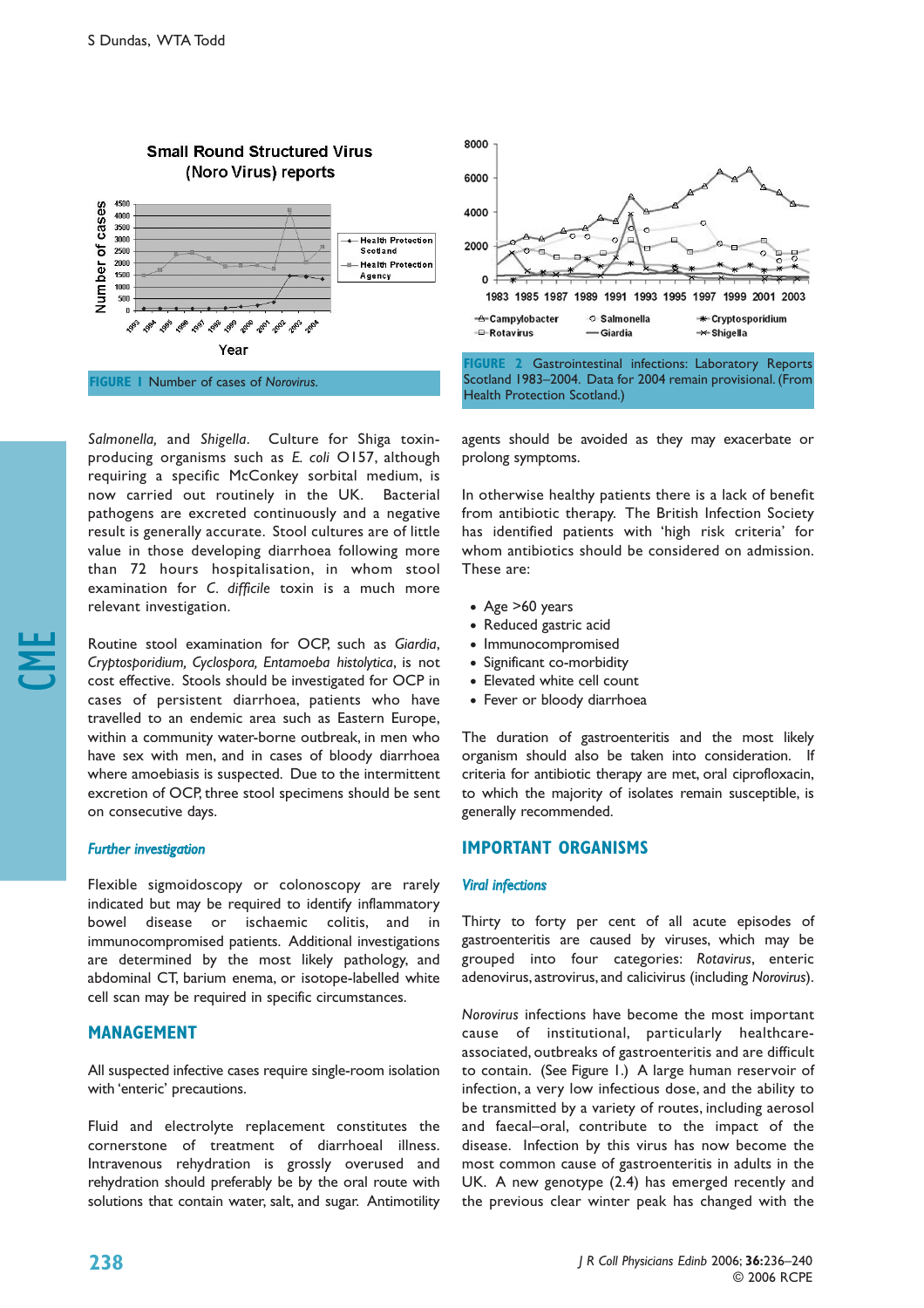FIGURE 1 Number of cases of *Norovirus.*

FIGURE 2 Gastrointestinal infections: Laboratory Reports Scotland 1983–2004. Data for 2004 remain provisional. (From Health Protection Scotland.)

*Salmonella,* and *Shigella*. Culture for Shiga toxin-producing organisms such as *E. coli* O157, although requiring a specific McConkey sorbital medium, is now carried out routinely in the UK. Bacterial pathogens are excreted continuously and a negative result is generally accurate. Stool cultures are of little value in those developing diarrhoea following more than 72 hours hospitalisation, in whom stool examination for *C. difficile* toxin is a much more relevant investigation.

Routine stool examination for OCP, such as *Giardia, Cryptosporidium, Cyclospora, Entamoeba histolytica*, is not cost effective. Stools should be investigated for OCP in cases of persistent diarrhoea, patients who have travelled to an endemic area such as Eastern Europe, within a community water-borne outbreak, in men who have sex with men, and in cases of bloody diarrhoea where amoebiasis is suspected. Due to the intermittent excretion of OCP, three stool specimens should be sent on consecutive days.

### *Further investigation*

Flexible sigmoidoscopy or colonoscopy are rarely indicated but may be required to identify inflammatory bowel disease or ischaemic colitis, and in immunocompromised patients. Additional investigations are determined by the most likely pathology, and abdominal CT, barium enema, or isotope-labelled white cell scan may be required in specific circumstances.

## MANAGEMENT

All suspected infective cases require single-room isolation with 'enteric' precautions.

Fluid and electrolyte replacement constitutes the cornerstone of treatment of diarrhoeal illness. Intravenous rehydration is grossly overused and rehydration should preferably be by the oral route with solutions that contain water, salt, and sugar. Antimotility agents should be avoided as they may exacerbate or prolong symptoms.

In otherwise healthy patients there is a lack of benefit from antibiotic therapy. The British Infection Society has identified patients with 'high risk criteria' for whom antibiotics should be considered on admission. These are:

- Age >60 years
- Reduced gastric acid
- Immunocompromised
- Significant co-morbidity
- Elevated white cell count
- Fever or bloody diarrhoea

The duration of gastroenteritis and the most likely organism should also be taken into consideration. If criteria for antibiotic therapy are met, oral ciprofloxacin, to which the majority of isolates remain susceptible, is generally recommended.

## IMPORTANT ORGANISMS

### *Viral infections*

Thirty to forty per cent of all acute episodes of gastroenteritis are caused by viruses, which may be grouped into four categories: *Rotavirus*, enteric adenovirus, astrovirus, and calicivirus (including *Norovirus*).

*Norovirus* infections have become the most important cause of institutional, particularly healthcare-associated, outbreaks of gastroenteritis and are difficult to contain. (See Figure 1.) A large human reservoir of infection, a very low infectious dose, and the ability to be transmitted by a variety of routes, including aerosol and faecal–oral, contribute to the impact of the disease. Infection by this virus has now become the most common cause of gastroenteritis in adults in the UK. A new genotype (2.4) has emerged recently and the previous clear winter peak has changed with the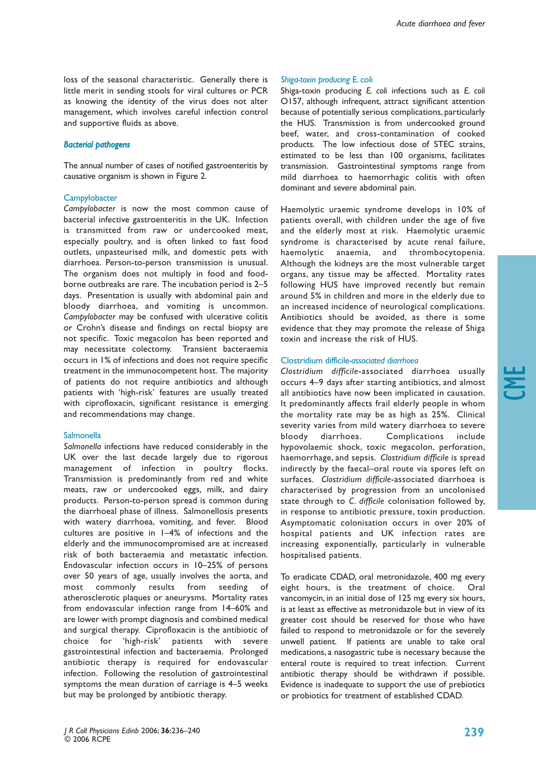loss of the seasonal characteristic. Generally there is little merit in sending stools for viral cultures or PCR as knowing the identity of the virus does not alter management, which involves careful infection control and supportive fluids as above.

## *Bacterial pathogens*

The annual number of cases of notified gastroenteritis by causative organism is shown in Figure 2.

### Campylobacter

*Campylobacter* is now the most common cause of bacterial infective gastroenteritis in the UK. Infection is transmitted from raw or undercooked meat, especially poultry, and is often linked to fast food outlets, unpasteurised milk, and domestic pets with diarrhoea. Person-to-person transmission is unusual. The organism does not multiply in food and food-borne outbreaks are rare. The incubation period is 2–5 days. Presentation is usually with abdominal pain and bloody diarrhoea, and vomiting is uncommon. *Campylobacter* may be confused with ulcerative colitis or Crohn's disease and findings on rectal biopsy are not specific. Toxic megacolon has been reported and may necessitate colectomy. Transient bacteraemia occurs in 1% of infections and does not require specific treatment in the immunocompetent host. The majority of patients do not require antibiotics and although patients with 'high-risk' features are usually treated with ciprofloxacin, significant resistance is emerging and recommendations may change.

### Salmonella

*Salmonella* infections have reduced considerably in the UK over the last decade largely due to rigorous management of infection in poultry flocks. Transmission is predominantly from red and white meats, raw or undercooked eggs, milk, and dairy products. Person-to-person spread is common during the diarrhoeal phase of illness. Salmonellosis presents with watery diarrhoea, vomiting, and fever. Blood cultures are positive in 1–4% of infections and the elderly and the immunocompromised are at increased risk of both bacteraemia and metastatic infection. Endovascular infection occurs in 10–25% of persons over 50 years of age, usually involves the aorta, and most commonly results from seeding of atherosclerotic plaques or aneurysms. Mortality rates from endovascular infection range from 14–60% and are lower with prompt diagnosis and combined medical and surgical therapy. Ciprofloxacin is the antibiotic of choice for 'high-risk' patients with severe gastrointestinal infection and bacteraemia. Prolonged antibiotic therapy is required for endovascular infection. Following the resolution of gastrointestinal symptoms the mean duration of carriage is 4–5 weeks but may be prolonged by antibiotic therapy.

### *Shiga-toxin producing* E. coli

Shiga-toxin producing *E. coli* infections such as *E. coli* O157, although infrequent, attract significant attention because of potentially serious complications, particularly the HUS. Transmission is from undercooked ground beef, water, and cross-contamination of cooked products. The low infectious dose of STEC strains, estimated to be less than 100 organisms, facilitates transmission. Gastrointestinal symptoms range from mild diarrhoea to haemorrhagic colitis with often dominant and severe abdominal pain.

Haemolytic uraemic syndrome develops in 10% of patients overall, with children under the age of five and the elderly most at risk. Haemolytic uraemic syndrome is characterised by acute renal failure, haemolytic anaemia, and thrombocytopenia. Although the kidneys are the most vulnerable target organs, any tissue may be affected. Mortality rates following HUS have improved recently but remain around 5% in children and more in the elderly due to an increased incidence of neurological complications. Antibiotics should be avoided, as there is some evidence that they may promote the release of Shiga toxin and increase the risk of HUS.

### Clostridium *difficile-associated diarrhoea*

*Clostridium difficile*-associated diarrhoea usually occurs 4–9 days after starting antibiotics, and almost all antibiotics have now been implicated in causation. It predominantly affects frail elderly people in whom the mortality rate may be as high as 25%. Clinical severity varies from mild watery diarrhoea to severe bloody diarrhoea. Complications include hypovolaemic shock, toxic megacolon, perforation, haemorrhage, and sepsis. *Clostridium difficile* is spread indirectly by the faecal–oral route via spores left on surfaces. *Clostridium difficile*-associated diarrhoea is characterised by progression from an uncolonised state through to *C. difficile* colonisation followed by, in response to antibiotic pressure, toxin production. Asymptomatic colonisation occurs in over 20% of hospital patients and UK infection rates are increasing exponentially, particularly in vulnerable hospitalised patients.

To eradicate CDAD, oral metronidazole, 400 mg every eight hours, is the treatment of choice. Oral vancomycin, in an initial dose of 125 mg every six hours, is at least as effective as metronidazole but in view of its greater cost should be reserved for those who have failed to respond to metronidazole or for the severely unwell patient. If patients are unable to take oral medications, a nasogastric tube is necessary because the enteral route is required to treat infection. Current antibiotic therapy should be withdrawn if possible. Evidence is inadequate to support the use of prebiotics or probiotics for treatment of established CDAD.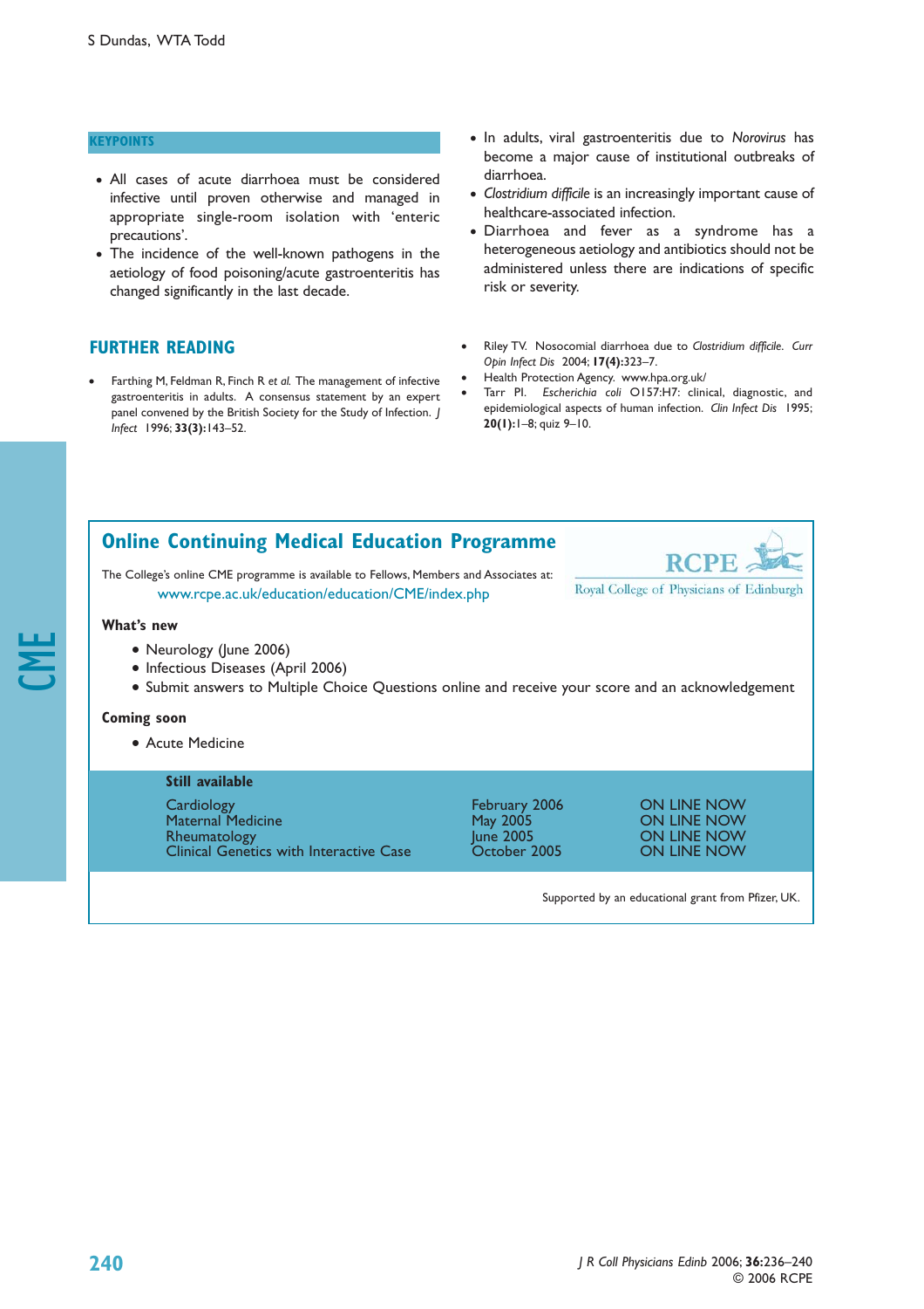## KEYPOINTS

- All cases of acute diarrhoea must be considered infective until proven otherwise and managed in appropriate single-room isolation with 'enteric precautions'.
- The incidence of the well-known pathogens in the aetiology of food poisoning/acute gastroenteritis has changed significantly in the last decade.
- In adults, viral gastroenteritis due to *Norovirus* has become a major cause of institutional outbreaks of diarrhoea.
- *Clostridium difficile* is an increasingly important cause of healthcare-associated infection.
- Diarrhoea and fever as a syndrome has a heterogeneous aetiology and antibiotics should not be administered unless there are indications of specific risk or severity.

## FURTHER READING

- Farthing M, Feldman R, Finch R *et al.* The management of infective gastroenteritis in adults. A consensus statement by an expert panel convened by the British Society for the Study of Infection. *J Infect* 1996; **33(3):**143–52.
- Riley TV. Nosocomial diarrhoea due to *Clostridium difficile*. *Curr Opin Infect Dis* 2004; **17(4):**323–7.
- Health Protection Agency. www.hpa.org.uk/
- Tarr PI. *Escherichia coli* O157:H7: clinical, diagnostic, and epidemiological aspects of human infection. *Clin Infect Dis* 1995; **20(1):**1–8; quiz 9–10.

## Online Continuing Medical Education Programme

RCPE
Royal College of Physicians of Edinburgh

The College's online CME programme is available to Fellows, Members and Associates at:
www.rcpe.ac.uk/education/education/CME/index.php

**What's new**

- Neurology (June 2006)
- Infectious Diseases (April 2006)
- Submit answers to Multiple Choice Questions online and receive your score and an acknowledgement

**Coming soon**

- Acute Medicine

**Still available**

| | | |
|---|---|---|
| Cardiology | February 2006 | ON LINE NOW |
| Maternal Medicine | May 2005 | ON LINE NOW |
| Rheumatology | June 2005 | ON LINE NOW |
| Clinical Genetics with Interactive Case | October 2005 | ON LINE NOW |

Supported by an educational grant from Pfizer, UK.